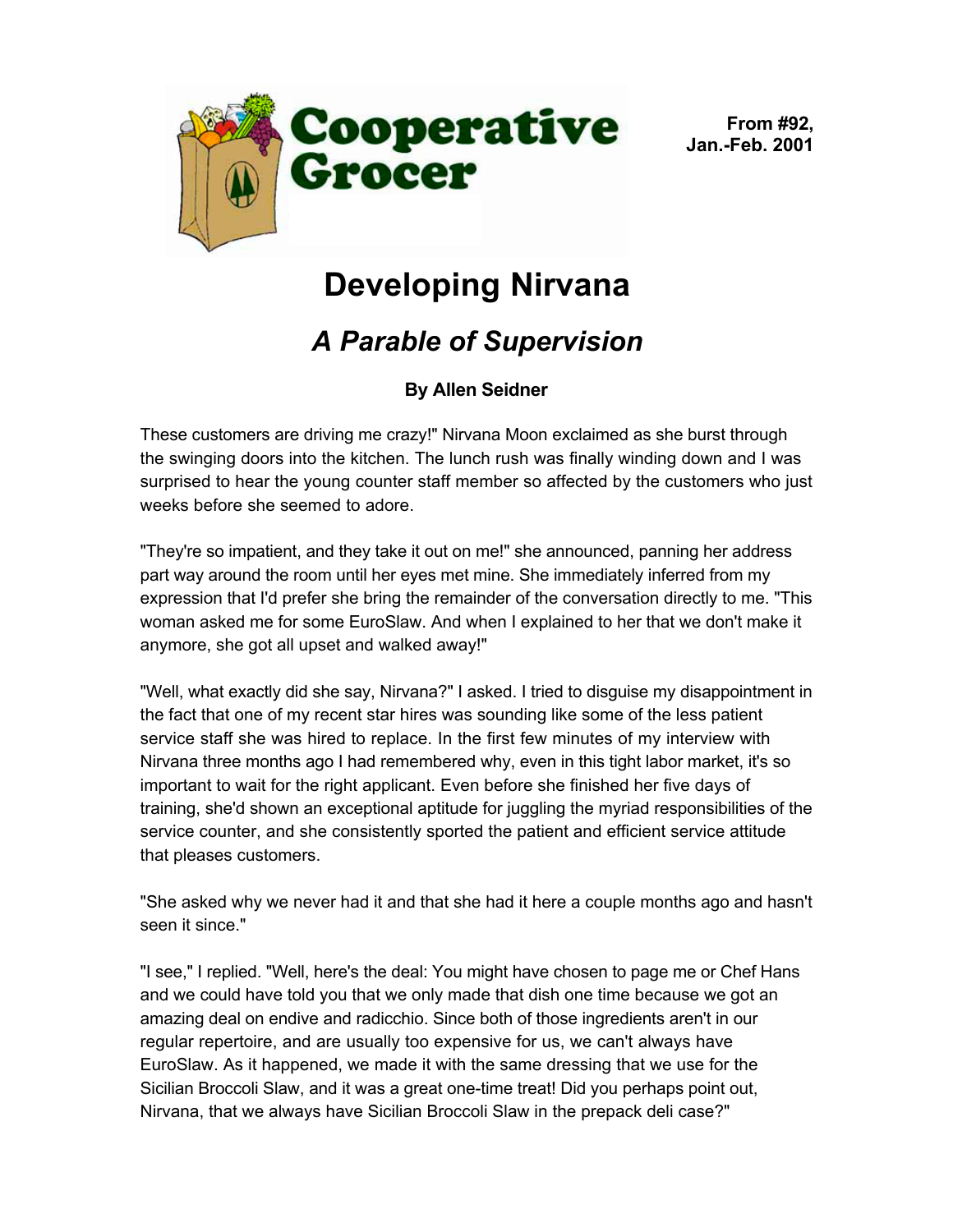Cooperative Grocer

**From #92, Jan.-Feb. 2001**

# Developing Nirvana

## *A Parable of Supervision*

**By Allen Seidner**

These customers are driving me crazy!" Nirvana Moon exclaimed as she burst through the swinging doors into the kitchen. The lunch rush was finally winding down and I was surprised to hear the young counter staff member so affected by the customers who just weeks before she seemed to adore.

"They're so impatient, and they take it out on me!" she announced, panning her address part way around the room until her eyes met mine. She immediately inferred from my expression that I'd prefer she bring the remainder of the conversation directly to me. "This woman asked me for some EuroSlaw. And when I explained to her that we don't make it anymore, she got all upset and walked away!"

"Well, what exactly did she say, Nirvana?" I asked. I tried to disguise my disappointment in the fact that one of my recent star hires was sounding like some of the less patient service staff she was hired to replace. In the first few minutes of my interview with Nirvana three months ago I had remembered why, even in this tight labor market, it's so important to wait for the right applicant. Even before she finished her five days of training, she'd shown an exceptional aptitude for juggling the myriad responsibilities of the service counter, and she consistently sported the patient and efficient service attitude that pleases customers.

"She asked why we never had it and that she had it here a couple months ago and hasn't seen it since."

"I see," I replied. "Well, here's the deal: You might have chosen to page me or Chef Hans and we could have told you that we only made that dish one time because we got an amazing deal on endive and radicchio. Since both of those ingredients aren't in our regular repertoire, and are usually too expensive for us, we can't always have EuroSlaw. As it happened, we made it with the same dressing that we use for the Sicilian Broccoli Slaw, and it was a great one-time treat! Did you perhaps point out, Nirvana, that we always have Sicilian Broccoli Slaw in the prepack deli case?"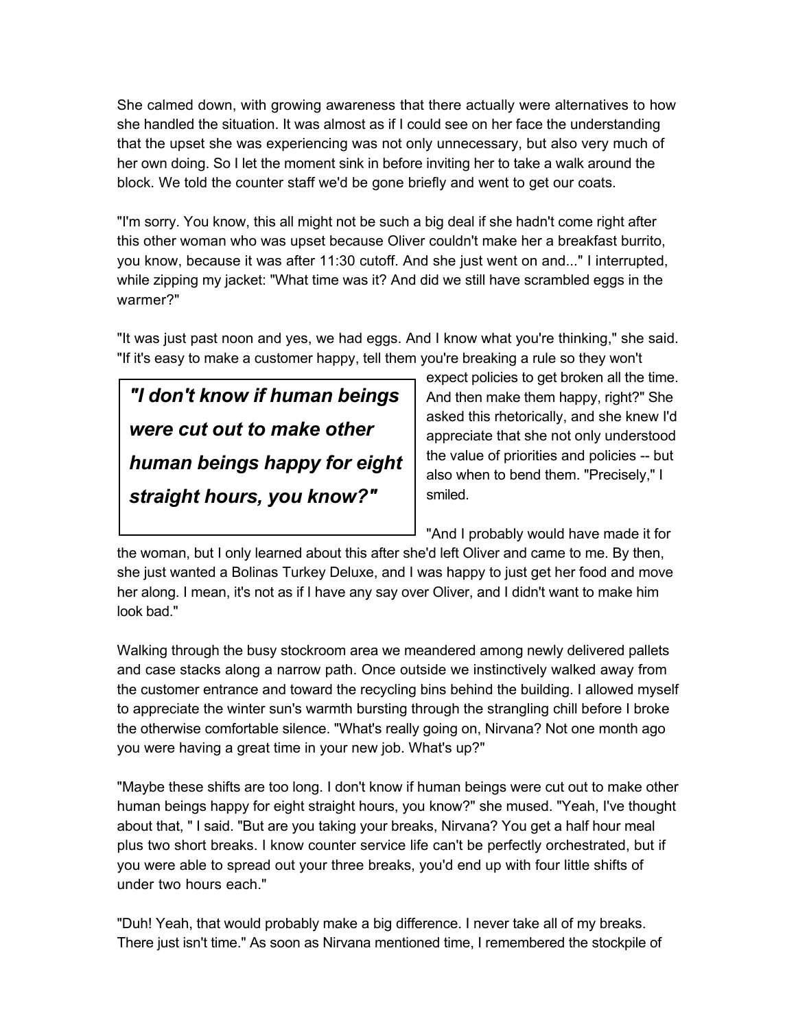She calmed down, with growing awareness that there actually were alternatives to how she handled the situation. It was almost as if I could see on her face the understanding that the upset she was experiencing was not only unnecessary, but also very much of her own doing. So I let the moment sink in before inviting her to take a walk around the block. We told the counter staff we'd be gone briefly and went to get our coats.

"I'm sorry. You know, this all might not be such a big deal if she hadn't come right after this other woman who was upset because Oliver couldn't make her a breakfast burrito, you know, because it was after 11:30 cutoff. And she just went on and..." I interrupted, while zipping my jacket: "What time was it? And did we still have scrambled eggs in the warmer?"

"It was just past noon and yes, we had eggs. And I know what you're thinking," she said. "If it's easy to make a customer happy, tell them you're breaking a rule so they won't expect policies to get broken all the time. And then make them happy, right?" She asked this rhetorically, and she knew I'd appreciate that she not only understood the value of priorities and policies -- but also when to bend them. "Precisely," I smiled.

> ***"I don't know if human beings were cut out to make other human beings happy for eight straight hours, you know?"***

"And I probably would have made it for the woman, but I only learned about this after she'd left Oliver and came to me. By then, she just wanted a Bolinas Turkey Deluxe, and I was happy to just get her food and move her along. I mean, it's not as if I have any say over Oliver, and I didn't want to make him look bad."

Walking through the busy stockroom area we meandered among newly delivered pallets and case stacks along a narrow path. Once outside we instinctively walked away from the customer entrance and toward the recycling bins behind the building. I allowed myself to appreciate the winter sun's warmth bursting through the strangling chill before I broke the otherwise comfortable silence. "What's really going on, Nirvana? Not one month ago you were having a great time in your new job. What's up?"

"Maybe these shifts are too long. I don't know if human beings were cut out to make other human beings happy for eight straight hours, you know?" she mused. "Yeah, I've thought about that, " I said. "But are you taking your breaks, Nirvana? You get a half hour meal plus two short breaks. I know counter service life can't be perfectly orchestrated, but if you were able to spread out your three breaks, you'd end up with four little shifts of under two hours each."

"Duh! Yeah, that would probably make a big difference. I never take all of my breaks. There just isn't time." As soon as Nirvana mentioned time, I remembered the stockpile of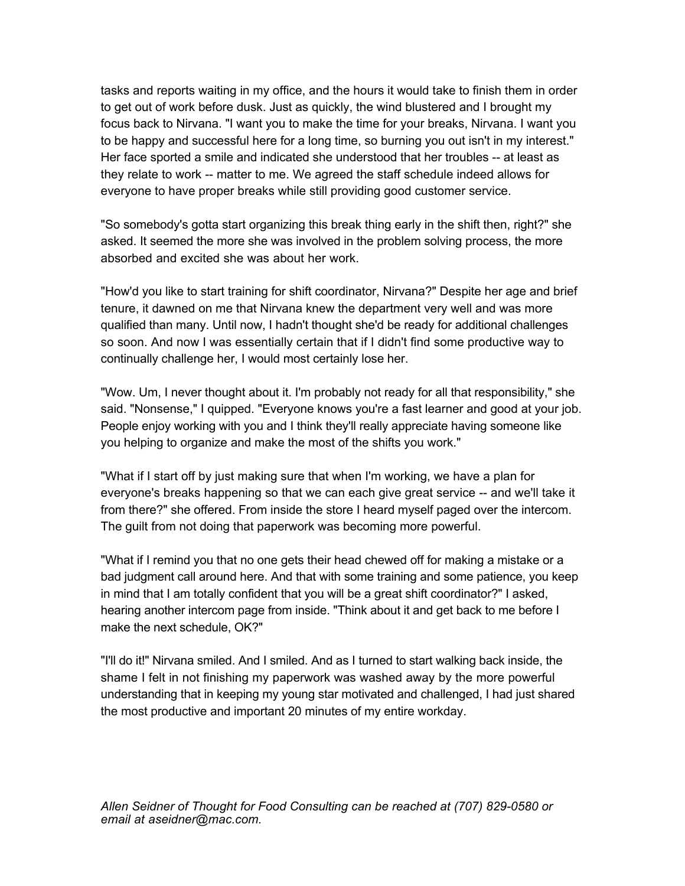tasks and reports waiting in my office, and the hours it would take to finish them in order to get out of work before dusk. Just as quickly, the wind blustered and I brought my focus back to Nirvana. "I want you to make the time for your breaks, Nirvana. I want you to be happy and successful here for a long time, so burning you out isn't in my interest." Her face sported a smile and indicated she understood that her troubles -- at least as they relate to work -- matter to me. We agreed the staff schedule indeed allows for everyone to have proper breaks while still providing good customer service.

"So somebody's gotta start organizing this break thing early in the shift then, right?" she asked. It seemed the more she was involved in the problem solving process, the more absorbed and excited she was about her work.

"How'd you like to start training for shift coordinator, Nirvana?" Despite her age and brief tenure, it dawned on me that Nirvana knew the department very well and was more qualified than many. Until now, I hadn't thought she'd be ready for additional challenges so soon. And now I was essentially certain that if I didn't find some productive way to continually challenge her, I would most certainly lose her.

"Wow. Um, I never thought about it. I'm probably not ready for all that responsibility," she said. "Nonsense," I quipped. "Everyone knows you're a fast learner and good at your job. People enjoy working with you and I think they'll really appreciate having someone like you helping to organize and make the most of the shifts you work."

"What if I start off by just making sure that when I'm working, we have a plan for everyone's breaks happening so that we can each give great service -- and we'll take it from there?" she offered. From inside the store I heard myself paged over the intercom. The guilt from not doing that paperwork was becoming more powerful.

"What if I remind you that no one gets their head chewed off for making a mistake or a bad judgment call around here. And that with some training and some patience, you keep in mind that I am totally confident that you will be a great shift coordinator?" I asked, hearing another intercom page from inside. "Think about it and get back to me before I make the next schedule, OK?"

"I'll do it!" Nirvana smiled. And I smiled. And as I turned to start walking back inside, the shame I felt in not finishing my paperwork was washed away by the more powerful understanding that in keeping my young star motivated and challenged, I had just shared the most productive and important 20 minutes of my entire workday.

*Allen Seidner of Thought for Food Consulting can be reached at (707) 829-0580 or email at aseidner@mac.com.*